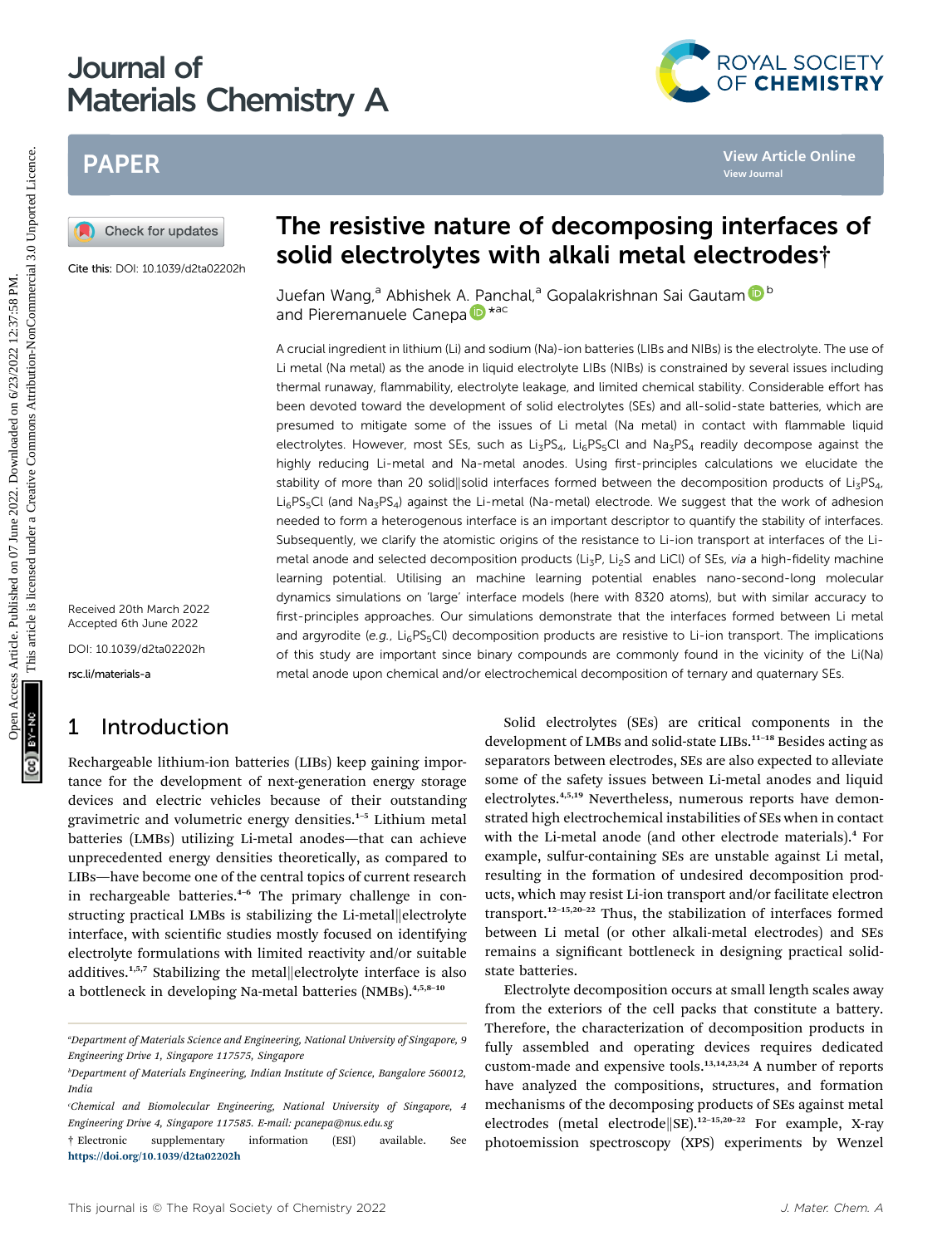# The resistive nature of decomposing interfaces of solid electrolytes with alkali metal electrodes†

Juefan Wang,[a] Abhishek A. Panchal,[a] Gopalakrishnan Sai Gautam[b] and Pieremanuele Canepa*[ac]

Cite this: DOI: 10.1039/d2ta02202h

Received 20th March 2022
Accepted 6th June 2022

DOI: 10.1039/d2ta02202h

rsc.li/materials-a

A crucial ingredient in lithium (Li) and sodium (Na)-ion batteries (LIBs and NIBs) is the electrolyte. The use of Li metal (Na metal) as the anode in liquid electrolyte LIBs (NIBs) is constrained by several issues including thermal runaway, flammability, electrolyte leakage, and limited chemical stability. Considerable effort has been devoted toward the development of solid electrolytes (SEs) and all-solid-state batteries, which are presumed to mitigate some of the issues of Li metal (Na metal) in contact with flammable liquid electrolytes. However, most SEs, such as $Li_3PS_4$, $Li_6PS_5Cl$ and $Na_3PS_4$ readily decompose against the highly reducing Li-metal and Na-metal anodes. Using first-principles calculations we elucidate the stability of more than 20 solid‖solid interfaces formed between the decomposition products of $Li_3PS_4$, $Li_6PS_5Cl$ (and $Na_3PS_4$) against the Li-metal (Na-metal) electrode. We suggest that the work of adhesion needed to form a heterogenous interface is an important descriptor to quantify the stability of interfaces. Subsequently, we clarify the atomistic origins of the resistance to Li-ion transport at interfaces of the Li-metal anode and selected decomposition products ($Li_3P$, $Li_2S$ and LiCl) of SEs, *via* a high-fidelity machine learning potential. Utilising an machine learning potential enables nano-second-long molecular dynamics simulations on 'large' interface models (here with 8320 atoms), but with similar accuracy to first-principles approaches. Our simulations demonstrate that the interfaces formed between Li metal and argyrodite (*e.g.*, $Li_6PS_5Cl$) decomposition products are resistive to Li-ion transport. The implications of this study are important since binary compounds are commonly found in the vicinity of the Li(Na) metal anode upon chemical and/or electrochemical decomposition of ternary and quaternary SEs.

## 1 Introduction

Rechargeable lithium-ion batteries (LIBs) keep gaining importance for the development of next-generation energy storage devices and electric vehicles because of their outstanding gravimetric and volumetric energy densities.[1–5] Lithium metal batteries (LMBs) utilizing Li-metal anodes—that can achieve unprecedented energy densities theoretically, as compared to LIBs—have become one of the central topics of current research in rechargeable batteries.[4–6] The primary challenge in constructing practical LMBs is stabilizing the Li-metal‖electrolyte interface, with scientific studies mostly focused on identifying electrolyte formulations with limited reactivity and/or suitable additives.[1,5,7] Stabilizing the metal‖electrolyte interface is also a bottleneck in developing Na-metal batteries (NMBs).[4,5,8–10]

Solid electrolytes (SEs) are critical components in the development of LMBs and solid-state LIBs.[11–18] Besides acting as separators between electrodes, SEs are also expected to alleviate some of the safety issues between Li-metal anodes and liquid electrolytes.[4,5,19] Nevertheless, numerous reports have demonstrated high electrochemical instabilities of SEs when in contact with the Li-metal anode (and other electrode materials).[4] For example, sulfur-containing SEs are unstable against Li metal, resulting in the formation of undesired decomposition products, which may resist Li-ion transport and/or facilitate electron transport.[12–15,20–22] Thus, the stabilization of interfaces formed between Li metal (or other alkali-metal electrodes) and SEs remains a significant bottleneck in designing practical solid-state batteries.

Electrolyte decomposition occurs at small length scales away from the exteriors of the cell packs that constitute a battery. Therefore, the characterization of decomposition products in fully assembled and operating devices requires dedicated custom-made and expensive tools.[13,14,23,24] A number of reports have analyzed the compositions, structures, and formation mechanisms of the decomposing products of SEs against metal electrodes (metal electrode‖SE).[12–15,20–22] For example, X-ray photoemission spectroscopy (XPS) experiments by Wenzel

[a]Department of Materials Science and Engineering, National University of Singapore, 9 Engineering Drive 1, Singapore 117575, Singapore

[b]Department of Materials Engineering, Indian Institute of Science, Bangalore 560012, India

[c]Chemical and Biomolecular Engineering, National University of Singapore, 4 Engineering Drive 4, Singapore 117585. E-mail: pcanepa@nus.edu.sg

† Electronic supplementary information (ESI) available. See https://doi.org/10.1039/d2ta02202h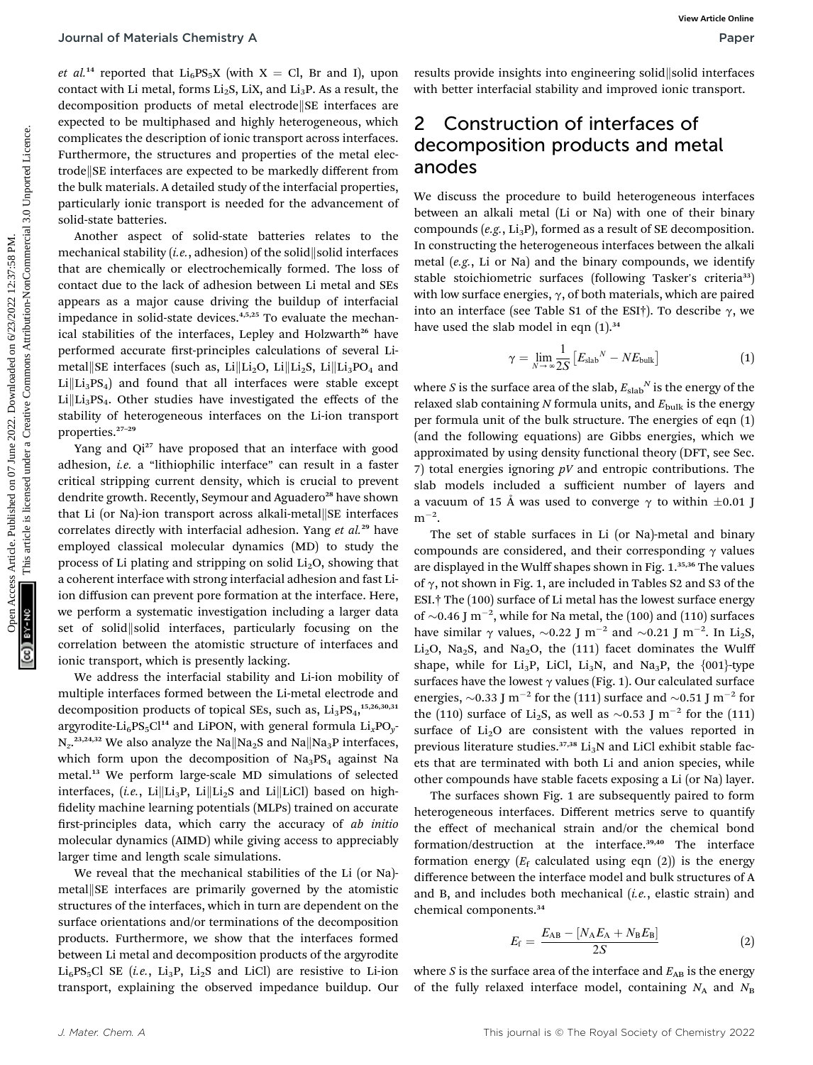*et al.*[14] reported that $Li_6PS_5X$ (with X = Cl, Br and I), upon contact with Li metal, forms $Li_2S$, LiX, and $Li_3P$. As a result, the decomposition products of metal electrode‖SE interfaces are expected to be multiphased and highly heterogeneous, which complicates the description of ionic transport across interfaces. Furthermore, the structures and properties of the metal electrode‖SE interfaces are expected to be markedly different from the bulk materials. A detailed study of the interfacial properties, particularly ionic transport is needed for the advancement of solid-state batteries.

Another aspect of solid-state batteries relates to the mechanical stability (*i.e.*, adhesion) of the solid‖solid interfaces that are chemically or electrochemically formed. The loss of contact due to the lack of adhesion between Li metal and SEs appears as a major cause driving the buildup of interfacial impedance in solid-state devices.[4,5,25] To evaluate the mechanical stabilities of the interfaces, Lepley and Holzwarth[26] have performed accurate first-principles calculations of several Li-metal‖SE interfaces (such as, Li‖$Li_2O$, Li‖$Li_2S$, Li‖$Li_3PO_4$ and Li‖$Li_3PS_4$) and found that all interfaces were stable except Li‖$Li_3PS_4$. Other studies have investigated the effects of the stability of heterogeneous interfaces on the Li-ion transport properties.[27–29]

Yang and Qi[27] have proposed that an interface with good adhesion, *i.e.* a "lithiophilic interface" can result in a faster critical stripping current density, which is crucial to prevent dendrite growth. Recently, Seymour and Aguadero[28] have shown that Li (or Na)-ion transport across alkali-metal‖SE interfaces correlates directly with interfacial adhesion. Yang *et al.*[29] have employed classical molecular dynamics (MD) to study the process of Li plating and stripping on solid $Li_2O$, showing that a coherent interface with strong interfacial adhesion and fast Li-ion diffusion can prevent pore formation at the interface. Here, we perform a systematic investigation including a larger data set of solid‖solid interfaces, particularly focusing on the correlation between the atomistic structure of interfaces and ionic transport, which is presently lacking.

We address the interfacial stability and Li-ion mobility of multiple interfaces formed between the Li-metal electrode and decomposition products of topical SEs, such as, $Li_3PS_4$,[15,26,30,31] argyrodite-$Li_6PS_5Cl$[14] and LiPON, with general formula $Li_xPO_yN_z$.[23,24,32] We also analyze the Na‖$Na_2S$ and Na‖$Na_3P$ interfaces, which form upon the decomposition of $Na_3PS_4$ against Na metal.[13] We perform large-scale MD simulations of selected interfaces, (*i.e.*, Li‖$Li_3P$, Li‖$Li_2S$ and Li‖LiCl) based on high-fidelity machine learning potentials (MLPs) trained on accurate first-principles data, which carry the accuracy of *ab initio* molecular dynamics (AIMD) while giving access to appreciably larger time and length scale simulations.

We reveal that the mechanical stabilities of the Li (or Na)-metal‖SE interfaces are primarily governed by the atomistic structures of the interfaces, which in turn are dependent on the surface orientations and/or terminations of the decomposition products. Furthermore, we show that the interfaces formed between Li metal and decomposition products of the argyrodite $Li_6PS_5Cl$ SE (*i.e.*, $Li_3P$, $Li_2S$ and LiCl) are resistive to Li-ion transport, explaining the observed impedance buildup. Our results provide insights into engineering solid‖solid interfaces with better interfacial stability and improved ionic transport.

## 2 Construction of interfaces of decomposition products and metal anodes

We discuss the procedure to build heterogeneous interfaces between an alkali metal (Li or Na) with one of their binary compounds (*e.g.*, $Li_3P$), formed as a result of SE decomposition. In constructing the heterogeneous interfaces between the alkali metal (*e.g.*, Li or Na) and the binary compounds, we identify stable stoichiometric surfaces (following Tasker's criteria[33]) with low surface energies, $\gamma$, of both materials, which are paired into an interface (see Table S1 of the ESI†). To describe $\gamma$, we have used the slab model in eqn (1).[34]

$$\gamma = \lim_{N \to \infty} \frac{1}{2S} \left[ E_{\text{slab}}{}^{N} - N E_{\text{bulk}} \right] \tag{1}$$

where $S$ is the surface area of the slab, $E_{\text{slab}}{}^{N}$ is the energy of the relaxed slab containing $N$ formula units, and $E_{\text{bulk}}$ is the energy per formula unit of the bulk structure. The energies of eqn (1) (and the following equations) are Gibbs energies, which we approximated by using density functional theory (DFT, see Sec. 7) total energies ignoring $pV$ and entropic contributions. The slab models included a sufficient number of layers and a vacuum of 15 Å was used to converge $\gamma$ to within ±0.01 J m$^{-2}$.

The set of stable surfaces in Li (or Na)-metal and binary compounds are considered, and their corresponding $\gamma$ values are displayed in the Wulff shapes shown in Fig. 1.[35,36] The values of $\gamma$, not shown in Fig. 1, are included in Tables S2 and S3 of the ESI.† The (100) surface of Li metal has the lowest surface energy of ~0.46 J m$^{-2}$, while for Na metal, the (100) and (110) surfaces have similar $\gamma$ values, ~0.22 J m$^{-2}$ and ~0.21 J m$^{-2}$. In $Li_2S$, $Li_2O$, $Na_2S$, and $Na_2O$, the (111) facet dominates the Wulff shape, while for $Li_3P$, LiCl, $Li_3N$, and $Na_3P$, the {001}-type surfaces have the lowest $\gamma$ values (Fig. 1). Our calculated surface energies, ~0.33 J m$^{-2}$ for the (111) surface and ~0.51 J m$^{-2}$ for the (110) surface of $Li_2S$, as well as ~0.53 J m$^{-2}$ for the (111) surface of $Li_2O$ are consistent with the values reported in previous literature studies.[37,38] $Li_3N$ and LiCl exhibit stable facets that are terminated with both Li and anion species, while other compounds have stable facets exposing a Li (or Na) layer.

The surfaces shown Fig. 1 are subsequently paired to form heterogeneous interfaces. Different metrics serve to quantify the effect of mechanical strain and/or the chemical bond formation/destruction at the interface.[39,40] The interface formation energy ($E_f$ calculated using eqn (2)) is the energy difference between the interface model and bulk structures of A and B, and includes both mechanical (*i.e.*, elastic strain) and chemical components.[34]

$$E_f = \frac{E_{AB} - [N_A E_A + N_B E_B]}{2S} \tag{2}$$

where $S$ is the surface area of the interface and $E_{AB}$ is the energy of the fully relaxed interface model, containing $N_A$ and $N_B$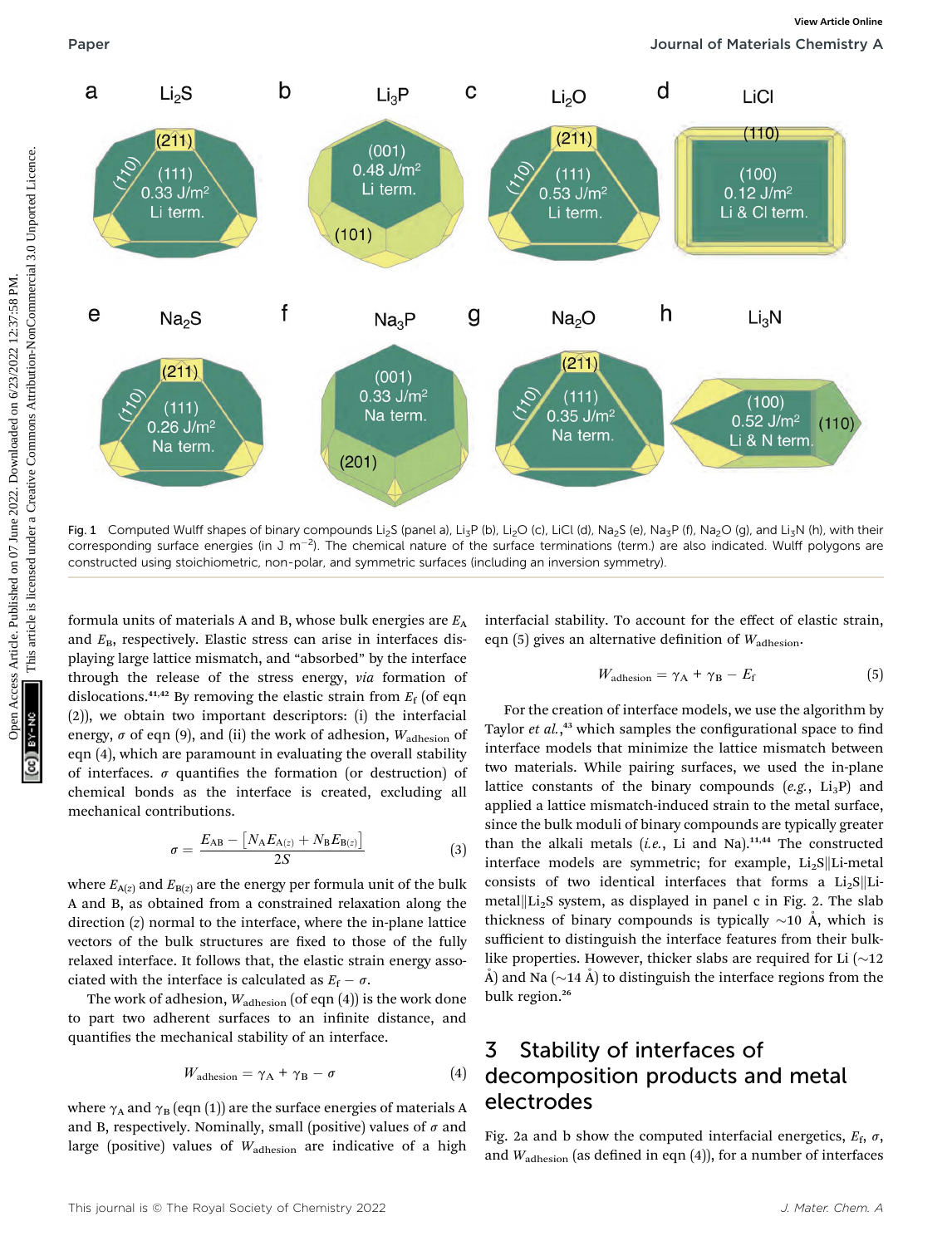Fig. 1 Computed Wulff shapes of binary compounds $Li_2S$ (panel a), $Li_3P$ (b), $Li_2O$ (c), LiCl (d), $Na_2S$ (e), $Na_3P$ (f), $Na_2O$ (g), and $Li_3N$ (h), with their corresponding surface energies (in J $m^{-2}$). The chemical nature of the surface terminations (term.) are also indicated. Wulff polygons are constructed using stoichiometric, non-polar, and symmetric surfaces (including an inversion symmetry).

formula units of materials A and B, whose bulk energies are $E_A$ and $E_B$, respectively. Elastic stress can arise in interfaces displaying large lattice mismatch, and "absorbed" by the interface through the release of the stress energy, *via* formation of dislocations.[41,42] By removing the elastic strain from $E_f$ (of eqn (2)), we obtain two important descriptors: (i) the interfacial energy, $\sigma$ of eqn (9), and (ii) the work of adhesion, $W_{adhesion}$ of eqn (4), which are paramount in evaluating the overall stability of interfaces. $\sigma$ quantifies the formation (or destruction) of chemical bonds as the interface is created, excluding all mechanical contributions.

$$\sigma = \frac{E_{AB} - \left[N_A E_{A(z)} + N_B E_{B(z)}\right]}{2S} \tag{3}$$

where $E_{A(z)}$ and $E_{B(z)}$ are the energy per formula unit of the bulk A and B, as obtained from a constrained relaxation along the direction ($z$) normal to the interface, where the in-plane lattice vectors of the bulk structures are fixed to those of the fully relaxed interface. It follows that, the elastic strain energy associated with the interface is calculated as $E_f - \sigma$.

The work of adhesion, $W_{adhesion}$ (of eqn (4)) is the work done to part two adherent surfaces to an infinite distance, and quantifies the mechanical stability of an interface.

$$W_{adhesion} = \gamma_A + \gamma_B - \sigma \tag{4}$$

where $\gamma_A$ and $\gamma_B$ (eqn (1)) are the surface energies of materials A and B, respectively. Nominally, small (positive) values of $\sigma$ and large (positive) values of $W_{adhesion}$ are indicative of a high interfacial stability. To account for the effect of elastic strain, eqn (5) gives an alternative definition of $W_{adhesion}$.

$$W_{adhesion} = \gamma_A + \gamma_B - E_f \tag{5}$$

For the creation of interface models, we use the algorithm by Taylor *et al.*,[43] which samples the configurational space to find interface models that minimize the lattice mismatch between two materials. While pairing surfaces, we used the in-plane lattice constants of the binary compounds (*e.g.*, $Li_3P$) and applied a lattice mismatch-induced strain to the metal surface, since the bulk moduli of binary compounds are typically greater than the alkali metals (*i.e.*, Li and Na).[11,44] The constructed interface models are symmetric; for example, $Li_2S$‖Li-metal consists of two identical interfaces that forms a $Li_2S$‖Li-metal‖$Li_2S$ system, as displayed in panel c in Fig. 2. The slab thickness of binary compounds is typically ~10 Å, which is sufficient to distinguish the interface features from their bulk-like properties. However, thicker slabs are required for Li (~12 Å) and Na (~14 Å) to distinguish the interface regions from the bulk region.[26]

## 3 Stability of interfaces of decomposition products and metal electrodes

Fig. 2a and b show the computed interfacial energetics, $E_f$, $\sigma$, and $W_{adhesion}$ (as defined in eqn (4)), for a number of interfaces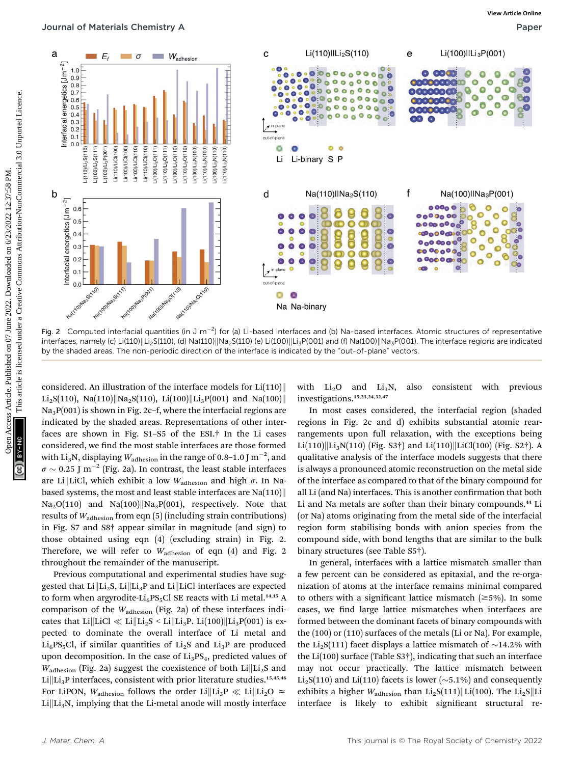Fig. 2 Computed interfacial quantities (in J m$^{-2}$) for (a) Li-based interfaces and (b) Na-based interfaces. Atomic structures of representative interfaces, namely (c) Li(110)‖$Li_2S$(110), (d) Na(110)‖$Na_2S$(110) (e) Li(100)‖$Li_3P$(001) and (f) Na(100)‖$Na_3P$(001). The interface regions are indicated by the shaded areas. The non-periodic direction of the interface is indicated by the "out-of-plane" vectors.

considered. An illustration of the interface models for Li(110)‖$Li_2S$(110), Na(110)‖$Na_2S$(110), Li(100)‖$Li_3P$(001) and Na(100)‖$Na_3P$(001) is shown in Fig. 2c–f, where the interfacial regions are indicated by the shaded areas. Representations of other interfaces are shown in Fig. S1–S5 of the ESI.† In the Li cases considered, we find the most stable interfaces are those formed with $Li_3N$, displaying $W_{adhesion}$ in the range of 0.8–1.0 J m$^{-2}$, and $\sigma \sim 0.25$ J m$^{-2}$ (Fig. 2a). In contrast, the least stable interfaces are Li‖LiCl, which exhibit a low $W_{adhesion}$ and high $\sigma$. In Na-based systems, the most and least stable interfaces are Na(110)‖$Na_2O$(110) and Na(100)‖$Na_3P$(001), respectively. Note that results of $W_{adhesion}$ from eqn (5) (including strain contributions) in Fig. S7 and S8† appear similar in magnitude (and sign) to those obtained using eqn (4) (excluding strain) in Fig. 2. Therefore, we will refer to $W_{adhesion}$ of eqn (4) and Fig. 2 throughout the remainder of the manuscript.

Previous computational and experimental studies have suggested that Li‖$Li_2S$, Li‖$Li_3P$ and Li‖LiCl interfaces are expected to form when argyrodite-$Li_6PS_5Cl$ SE reacts with Li metal.[14,15] A comparison of the $W_{adhesion}$ (Fig. 2a) of these interfaces indicates that Li‖LiCl ≪ Li‖$Li_2S$ < Li‖$Li_3P$. Li(100)‖$Li_3P$(001) is expected to dominate the overall interface of Li metal and $Li_6PS_5Cl$, if similar quantities of $Li_2S$ and $Li_3P$ are produced upon decomposition. In the case of $Li_3PS_4$, predicted values of $W_{adhesion}$ (Fig. 2a) suggest the coexistence of both Li‖$Li_2S$ and Li‖$Li_3P$ interfaces, consistent with prior literature studies.[15,45,46] For LiPON, $W_{adhesion}$ follows the order Li‖$Li_3P$ ≪ Li‖$Li_2O$ ≈ Li‖$Li_3N$, implying that the Li-metal anode will mostly interface with $Li_2O$ and $Li_3N$, also consistent with previous investigations.[15,23,24,32,47]

In most cases considered, the interfacial region (shaded regions in Fig. 2c and d) exhibits substantial atomic rearrangements upon full relaxation, with the exceptions being Li(110)‖$Li_3N$(110) (Fig. S3†) and Li(110)‖LiCl(100) (Fig. S2†). A qualitative analysis of the interface models suggests that there is always a pronounced atomic reconstruction on the metal side of the interface as compared to that of the binary compound for all Li (and Na) interfaces. This is another confirmation that both Li and Na metals are softer than their binary compounds.[44] Li (or Na) atoms originating from the metal side of the interfacial region form stabilising bonds with anion species from the compound side, with bond lengths that are similar to the bulk binary structures (see Table S5†).

In general, interfaces with a lattice mismatch smaller than a few percent can be considered as epitaxial, and the re-organization of atoms at the interface remains minimal compared to others with a significant lattice mismatch (≳5%). In some cases, we find large lattice mismatches when interfaces are formed between the dominant facets of binary compounds with the (100) or (110) surfaces of the metals (Li or Na). For example, the $Li_2S$(111) facet displays a lattice mismatch of ~14.2% with the Li(100) surface (Table S3†), indicating that such an interface may not occur practically. The lattice mismatch between $Li_2S$(110) and Li(110) facets is lower (~5.1%) and consequently exhibits a higher $W_{adhesion}$ than $Li_2S$(111)‖Li(100). The $Li_2S$‖Li interface is likely to exhibit significant structural re-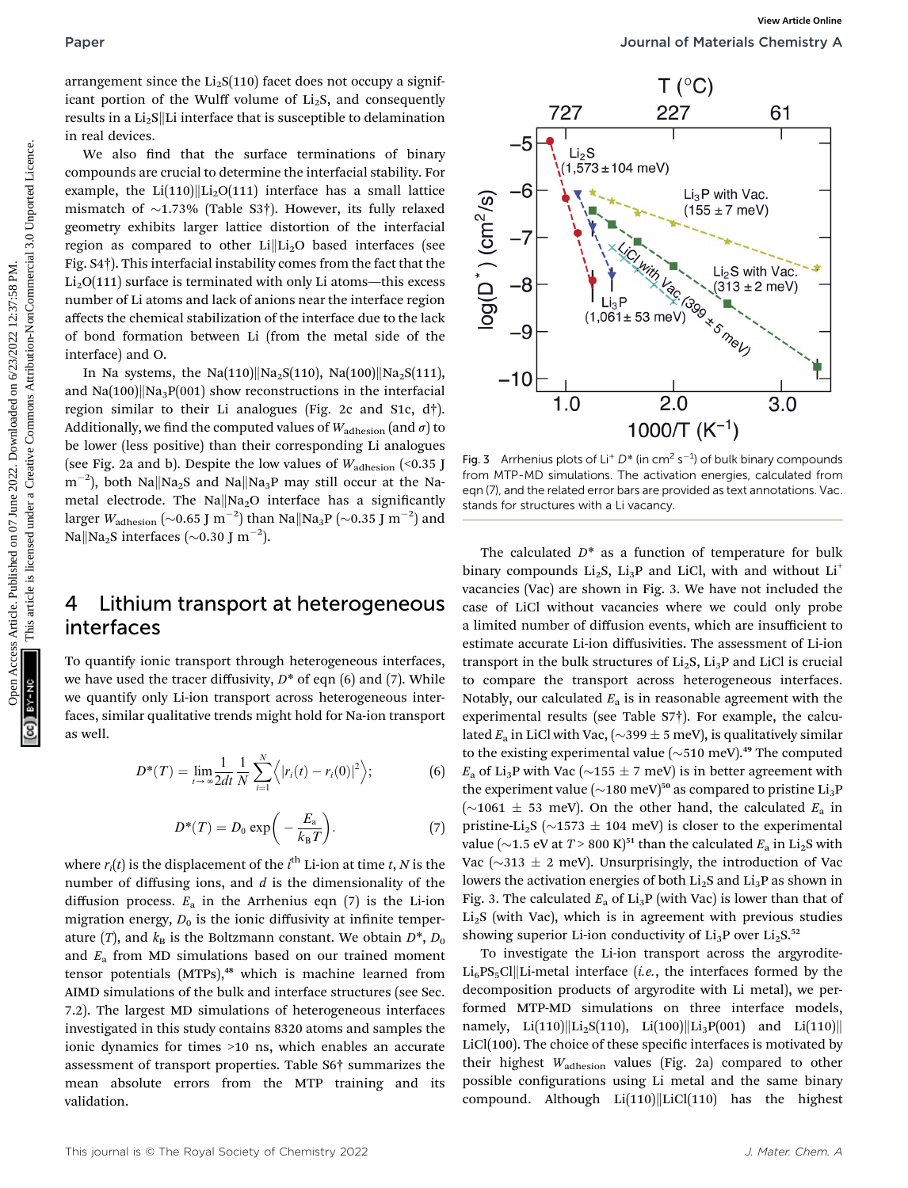arrangement since the $Li_2S(110)$ facet does not occupy a significant portion of the Wulff volume of $Li_2S$, and consequently results in a $Li_2S$‖Li interface that is susceptible to delamination in real devices.

We also find that the surface terminations of binary compounds are crucial to determine the interfacial stability. For example, the Li(110)‖$Li_2O(111)$ interface has a small lattice mismatch of ~1.73% (Table S3†). However, its fully relaxed geometry exhibits larger lattice distortion of the interfacial region as compared to other Li‖$Li_2O$ based interfaces (see Fig. S4†). This interfacial instability comes from the fact that the $Li_2O(111)$ surface is terminated with only Li atoms—this excess number of Li atoms and lack of anions near the interface region affects the chemical stabilization of the interface due to the lack of bond formation between Li (from the metal side of the interface) and O.

In Na systems, the Na(110)‖$Na_2S(110)$, Na(100)‖$Na_2S(111)$, and Na(100)‖$Na_3P(001)$ show reconstructions in the interfacial region similar to their Li analogues (Fig. 2c and S1c, d†). Additionally, we find the computed values of $W_{adhesion}$ (and $\sigma$) to be lower (less positive) than their corresponding Li analogues (see Fig. 2a and b). Despite the low values of $W_{adhesion}$ (<0.35 J $m^{-2}$), both Na‖$Na_2S$ and Na‖$Na_3P$ may still occur at the Na-metal electrode. The Na‖$Na_2O$ interface has a significantly larger $W_{adhesion}$ (~0.65 J $m^{-2}$) than Na‖$Na_3P$ (~0.35 J $m^{-2}$) and Na‖$Na_2S$ interfaces (~0.30 J $m^{-2}$).

## 4 Lithium transport at heterogeneous interfaces

To quantify ionic transport through heterogeneous interfaces, we have used the tracer diffusivity, $D^*$ of eqn (6) and (7). While we quantify only Li-ion transport across heterogeneous interfaces, similar qualitative trends might hold for Na-ion transport as well.

$$D^*(T) = \lim_{t\to\infty}\frac{1}{2dt}\frac{1}{N}\sum_{i=1}^{N}\left\langle |r_i(t) - r_i(0)|^2 \right\rangle; \tag{6}$$

$$D^*(T) = D_0 \exp\left(-\frac{E_a}{k_B T}\right). \tag{7}$$

where $r_i(t)$ is the displacement of the $i^{th}$ Li-ion at time $t$, $N$ is the number of diffusing ions, and $d$ is the dimensionality of the diffusion process. $E_a$ in the Arrhenius eqn (7) is the Li-ion migration energy, $D_0$ is the ionic diffusivity at infinite temperature ($T$), and $k_B$ is the Boltzmann constant. We obtain $D^*$, $D_0$ and $E_a$ from MD simulations based on our trained moment tensor potentials (MTPs),[48] which is machine learned from AIMD simulations of the bulk and interface structures (see Sec. 7.2). The largest MD simulations of heterogeneous interfaces investigated in this study contains 8320 atoms and samples the ionic dynamics for times >10 ns, which enables an accurate assessment of transport properties. Table S6† summarizes the mean absolute errors from the MTP training and its validation.

Fig. 3 Arrhenius plots of $Li^+$ $D^*$ (in $cm^2$ $s^{-1}$) of bulk binary compounds from MTP-MD simulations. The activation energies, calculated from eqn (7), and the related error bars are provided as text annotations. Vac. stands for structures with a Li vacancy.

The calculated $D^*$ as a function of temperature for bulk binary compounds $Li_2S$, $Li_3P$ and LiCl, with and without $Li^+$ vacancies (Vac) are shown in Fig. 3. We have not included the case of LiCl without vacancies where we could only probe a limited number of diffusion events, which are insufficient to estimate accurate Li-ion diffusivities. The assessment of Li-ion transport in the bulk structures of $Li_2S$, $Li_3P$ and LiCl is crucial to compare the transport across heterogeneous interfaces. Notably, our calculated $E_a$ is in reasonable agreement with the experimental results (see Table S7†). For example, the calculated $E_a$ in LiCl with Vac, (~399 ± 5 meV), is qualitatively similar to the existing experimental value (~510 meV).[49] The computed $E_a$ of $Li_3P$ with Vac (~155 ± 7 meV) is in better agreement with the experiment value (~180 meV)[50] as compared to pristine $Li_3P$ (~1061 ± 53 meV). On the other hand, the calculated $E_a$ in pristine-$Li_2S$ (~1573 ± 104 meV) is closer to the experimental value (~1.5 eV at $T$ > 800 K)[51] than the calculated $E_a$ in $Li_2S$ with Vac (~313 ± 2 meV). Unsurprisingly, the introduction of Vac lowers the activation energies of both $Li_2S$ and $Li_3P$ as shown in Fig. 3. The calculated $E_a$ of $Li_3P$ (with Vac) is lower than that of $Li_2S$ (with Vac), which is in agreement with previous studies showing superior Li-ion conductivity of $Li_3P$ over $Li_2S$.[52]

To investigate the Li-ion transport across the argyrodite-$Li_6PS_5Cl$‖Li-metal interface (*i.e.*, the interfaces formed by the decomposition products of argyrodite with Li metal), we performed MTP-MD simulations on three interface models, namely, Li(110)‖$Li_2S(110)$, Li(100)‖$Li_3P(001)$ and Li(110)‖LiCl(100). The choice of these specific interfaces is motivated by their highest $W_{adhesion}$ values (Fig. 2a) compared to other possible configurations using Li metal and the same binary compound. Although Li(110)‖LiCl(110) has the highest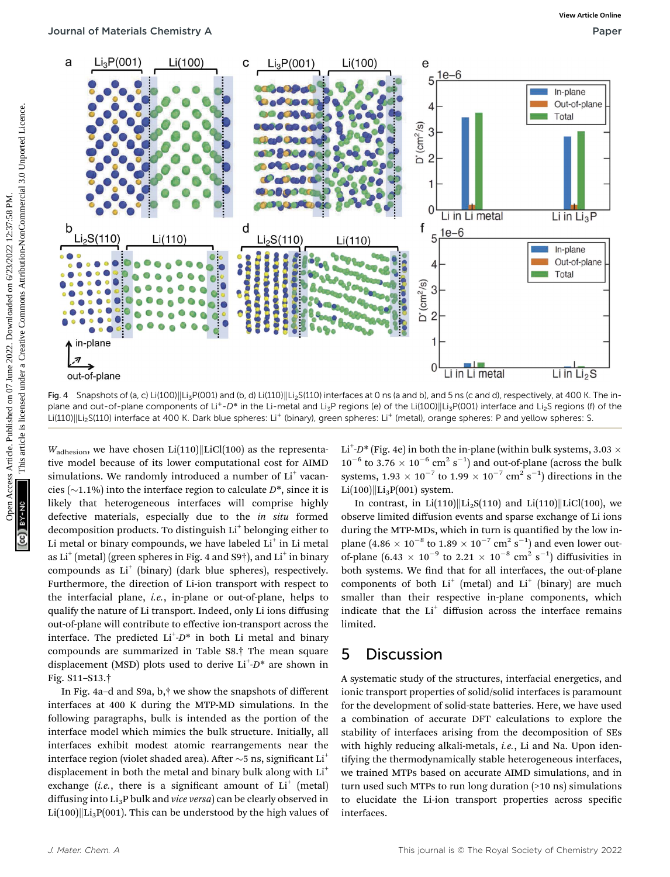Fig. 4 Snapshots of (a, c) Li(100)||$Li_3P$(001) and (b, d) Li(110)||$Li_2S$(110) interfaces at 0 ns (a and b), and 5 ns (c and d), respectively, at 400 K. The in-plane and out-of-plane components of $Li^+$-$D^*$ in the Li-metal and $Li_3P$ regions (e) of the Li(100)||$Li_3P$(001) interface and $Li_2S$ regions (f) of the Li(110)||$Li_2S$(110) interface at 400 K. Dark blue spheres: $Li^+$ (binary), green spheres: $Li^+$ (metal), orange spheres: P and yellow spheres: S.

$W_{adhesion}$, we have chosen Li(110)||LiCl(100) as the representative model because of its lower computational cost for AIMD simulations. We randomly introduced a number of $Li^+$ vacancies (~1.1%) into the interface region to calculate $D^*$, since it is likely that heterogeneous interfaces will comprise highly defective materials, especially due to the *in situ* formed decomposition products. To distinguish $Li^+$ belonging either to Li metal or binary compounds, we have labeled $Li^+$ in Li metal as $Li^+$ (metal) (green spheres in Fig. 4 and S9†), and $Li^+$ in binary compounds as $Li^+$ (binary) (dark blue spheres), respectively. Furthermore, the direction of Li-ion transport with respect to the interfacial plane, *i.e.*, in-plane or out-of-plane, helps to qualify the nature of Li transport. Indeed, only Li ions diffusing out-of-plane will contribute to effective ion-transport across the interface. The predicted $Li^+$-$D^*$ in both Li metal and binary compounds are summarized in Table S8.† The mean square displacement (MSD) plots used to derive $Li^+$-$D^*$ are shown in Fig. S11–S13.†

In Fig. 4a–d and S9a, b,† we show the snapshots of different interfaces at 400 K during the MTP-MD simulations. In the following paragraphs, bulk is intended as the portion of the interface model which mimics the bulk structure. Initially, all interfaces exhibit modest atomic rearrangements near the interface region (violet shaded area). After ~5 ns, significant $Li^+$ displacement in both the metal and binary bulk along with $Li^+$ exchange (*i.e.*, there is a significant amount of $Li^+$ (metal) diffusing into $Li_3P$ bulk and *vice versa*) can be clearly observed in Li(100)||$Li_3P$(001). This can be understood by the high values of $Li^+$-$D^*$ (Fig. 4e) in both the in-plane (within bulk systems, $3.03 \times 10^{-6}$ to $3.76 \times 10^{-6}$ cm$^2$ s$^{-1}$) and out-of-plane (across the bulk systems, $1.93 \times 10^{-7}$ to $1.99 \times 10^{-7}$ cm$^2$ s$^{-1}$) directions in the Li(100)||$Li_3P$(001) system.

In contrast, in Li(110)||$Li_2S$(110) and Li(110)||LiCl(100), we observe limited diffusion events and sparse exchange of Li ions during the MTP-MDs, which in turn is quantified by the low in-plane ($4.86 \times 10^{-8}$ to $1.89 \times 10^{-7}$ cm$^2$ s$^{-1}$) and even lower out-of-plane ($6.43 \times 10^{-9}$ to $2.21 \times 10^{-8}$ cm$^2$ s$^{-1}$) diffusivities in both systems. We find that for all interfaces, the out-of-plane components of both $Li^+$ (metal) and $Li^+$ (binary) are much smaller than their respective in-plane components, which indicate that the $Li^+$ diffusion across the interface remains limited.

## 5 Discussion

A systematic study of the structures, interfacial energetics, and ionic transport properties of solid/solid interfaces is paramount for the development of solid-state batteries. Here, we have used a combination of accurate DFT calculations to explore the stability of interfaces arising from the decomposition of SEs with highly reducing alkali-metals, *i.e.*, Li and Na. Upon identifying the thermodynamically stable heterogeneous interfaces, we trained MTPs based on accurate AIMD simulations, and in turn used such MTPs to run long duration (>10 ns) simulations to elucidate the Li-ion transport properties across specific interfaces.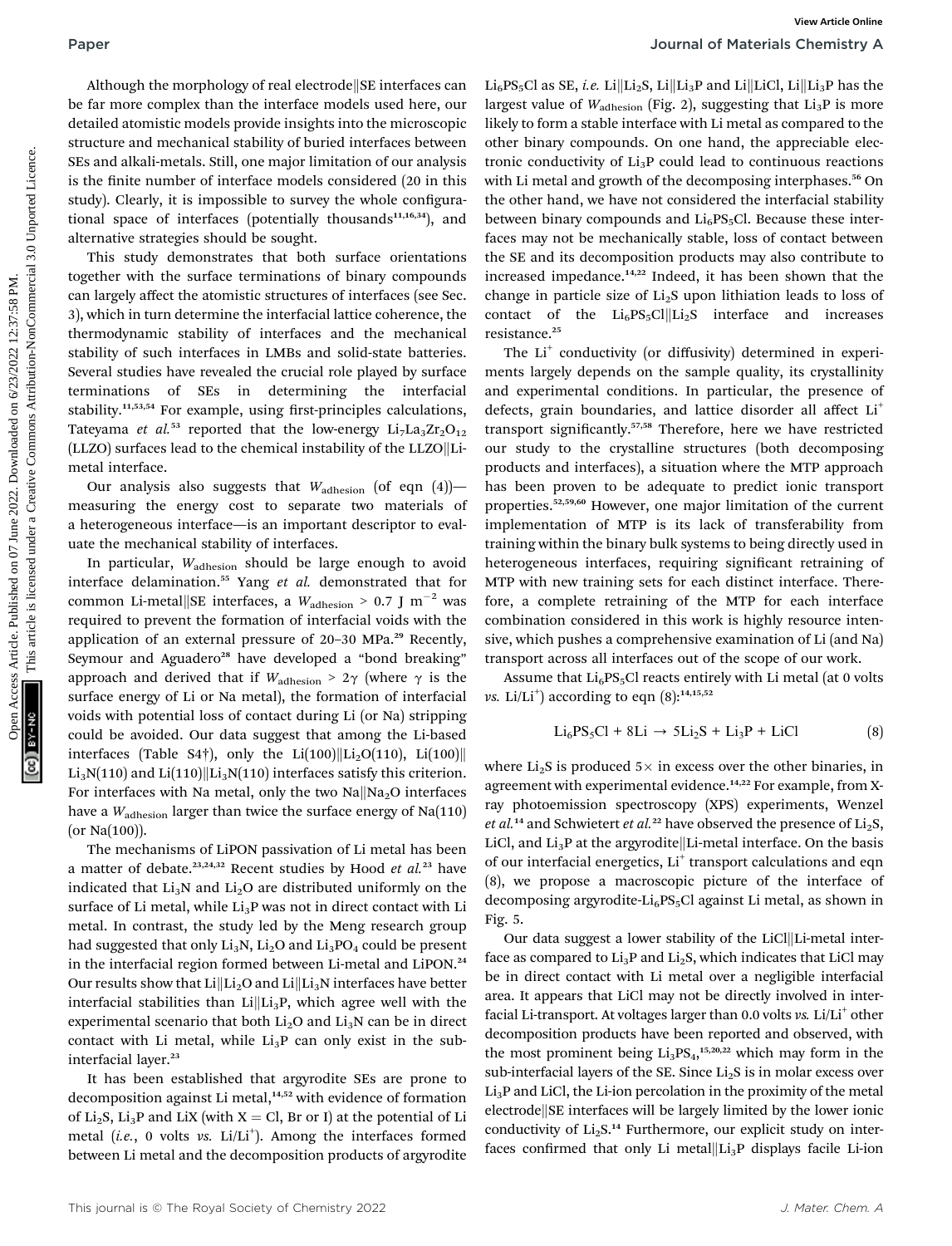Although the morphology of real electrode||SE interfaces can be far more complex than the interface models used here, our detailed atomistic models provide insights into the microscopic structure and mechanical stability of buried interfaces between SEs and alkali-metals. Still, one major limitation of our analysis is the finite number of interface models considered (20 in this study). Clearly, it is impossible to survey the whole configurational space of interfaces (potentially thousands[11,16,34]), and alternative strategies should be sought.

This study demonstrates that both surface orientations together with the surface terminations of binary compounds can largely affect the atomistic structures of interfaces (see Sec. 3), which in turn determine the interfacial lattice coherence, the thermodynamic stability of interfaces and the mechanical stability of such interfaces in LMBs and solid-state batteries. Several studies have revealed the crucial role played by surface terminations of SEs in determining the interfacial stability.[11,53,54] For example, using first-principles calculations, Tateyama *et al.*[53] reported that the low-energy $Li_7La_3Zr_2O_{12}$ (LLZO) surfaces lead to the chemical instability of the LLZO||Li-metal interface.

Our analysis also suggests that $W_{adhesion}$ (of eqn (4))—measuring the energy cost to separate two materials of a heterogeneous interface—is an important descriptor to evaluate the mechanical stability of interfaces.

In particular, $W_{adhesion}$ should be large enough to avoid interface delamination.[55] Yang *et al.* demonstrated that for common Li-metal||SE interfaces, a $W_{adhesion} > 0.7$ J m$^{-2}$ was required to prevent the formation of interfacial voids with the application of an external pressure of 20–30 MPa.[29] Recently, Seymour and Aguadero[28] have developed a "bond breaking" approach and derived that if $W_{adhesion} > 2\gamma$ (where $\gamma$ is the surface energy of Li or Na metal), the formation of interfacial voids with potential loss of contact during Li (or Na) stripping could be avoided. Our data suggest that among the Li-based interfaces (Table S4†), only the Li(100)||$Li_2O$(110), Li(100)||$Li_3N$(110) and Li(110)||$Li_3N$(110) interfaces satisfy this criterion. For interfaces with Na metal, only the two Na||$Na_2O$ interfaces have a $W_{adhesion}$ larger than twice the surface energy of Na(110) (or Na(100)).

The mechanisms of LiPON passivation of Li metal has been a matter of debate.[23,24,32] Recent studies by Hood *et al.*[23] have indicated that $Li_3N$ and $Li_2O$ are distributed uniformly on the surface of Li metal, while $Li_3P$ was not in direct contact with Li metal. In contrast, the study led by the Meng research group had suggested that only $Li_3N$, $Li_2O$ and $Li_3PO_4$ could be present in the interfacial region formed between Li-metal and LiPON.[24] Our results show that Li||$Li_2O$ and Li||$Li_3N$ interfaces have better interfacial stabilities than Li||$Li_3P$, which agree well with the experimental scenario that both $Li_2O$ and $Li_3N$ can be in direct contact with Li metal, while $Li_3P$ can only exist in the sub-interfacial layer.[23]

It has been established that argyrodite SEs are prone to decomposition against Li metal,[14,52] with evidence of formation of $Li_2S$, $Li_3P$ and LiX (with X = Cl, Br or I) at the potential of Li metal (*i.e.*, 0 volts *vs.* Li/Li$^+$). Among the interfaces formed between Li metal and the decomposition products of argyrodite $Li_6PS_5Cl$ as SE, *i.e.* Li||$Li_2S$, Li||$Li_3P$ and Li||LiCl, Li||$Li_3P$ has the largest value of $W_{adhesion}$ (Fig. 2), suggesting that $Li_3P$ is more likely to form a stable interface with Li metal as compared to the other binary compounds. On one hand, the appreciable electronic conductivity of $Li_3P$ could lead to continuous reactions with Li metal and growth of the decomposing interphases.[56] On the other hand, we have not considered the interfacial stability between binary compounds and $Li_6PS_5Cl$. Because these interfaces may not be mechanically stable, loss of contact between the SE and its decomposition products may also contribute to increased impedance.[14,22] Indeed, it has been shown that the change in particle size of $Li_2S$ upon lithiation leads to loss of contact of the $Li_6PS_5Cl$||$Li_2S$ interface and increases resistance.[25]

The Li$^+$ conductivity (or diffusivity) determined in experiments largely depends on the sample quality, its crystallinity and experimental conditions. In particular, the presence of defects, grain boundaries, and lattice disorder all affect Li$^+$ transport significantly.[57,58] Therefore, here we have restricted our study to the crystalline structures (both decomposing products and interfaces), a situation where the MTP approach has been proven to be adequate to predict ionic transport properties.[52,59,60] However, one major limitation of the current implementation of MTP is its lack of transferability from training within the binary bulk systems to being directly used in heterogeneous interfaces, requiring significant retraining of MTP with new training sets for each distinct interface. Therefore, a complete retraining of the MTP for each interface combination considered in this work is highly resource intensive, which pushes a comprehensive examination of Li (and Na) transport across all interfaces out of the scope of our work.

Assume that $Li_6PS_5Cl$ reacts entirely with Li metal (at 0 volts *vs.* Li/Li$^+$) according to eqn (8):[14,15,52]

$$Li_6PS_5Cl + 8Li \rightarrow 5Li_2S + Li_3P + LiCl \tag{8}$$

where $Li_2S$ is produced 5× in excess over the other binaries, in agreement with experimental evidence.[14,22] For example, from X-ray photoemission spectroscopy (XPS) experiments, Wenzel *et al.*[14] and Schwietert *et al.*[22] have observed the presence of $Li_2S$, LiCl, and $Li_3P$ at the argyrodite||Li-metal interface. On the basis of our interfacial energetics, Li$^+$ transport calculations and eqn (8), we propose a macroscopic picture of the interface of decomposing argyrodite-$Li_6PS_5Cl$ against Li metal, as shown in Fig. 5.

Our data suggest a lower stability of the LiCl||Li-metal interface as compared to $Li_3P$ and $Li_2S$, which indicates that LiCl may be in direct contact with Li metal over a negligible interfacial area. It appears that LiCl may not be directly involved in interfacial Li-transport. At voltages larger than 0.0 volts *vs.* Li/Li$^+$ other decomposition products have been reported and observed, with the most prominent being $Li_3PS_4$,[15,20,22] which may form in the sub-interfacial layers of the SE. Since $Li_2S$ is in molar excess over $Li_3P$ and LiCl, the Li-ion percolation in the proximity of the metal electrode||SE interfaces will be largely limited by the lower ionic conductivity of $Li_2S$.[14] Furthermore, our explicit study on interfaces confirmed that only Li metal||$Li_3P$ displays facile Li-ion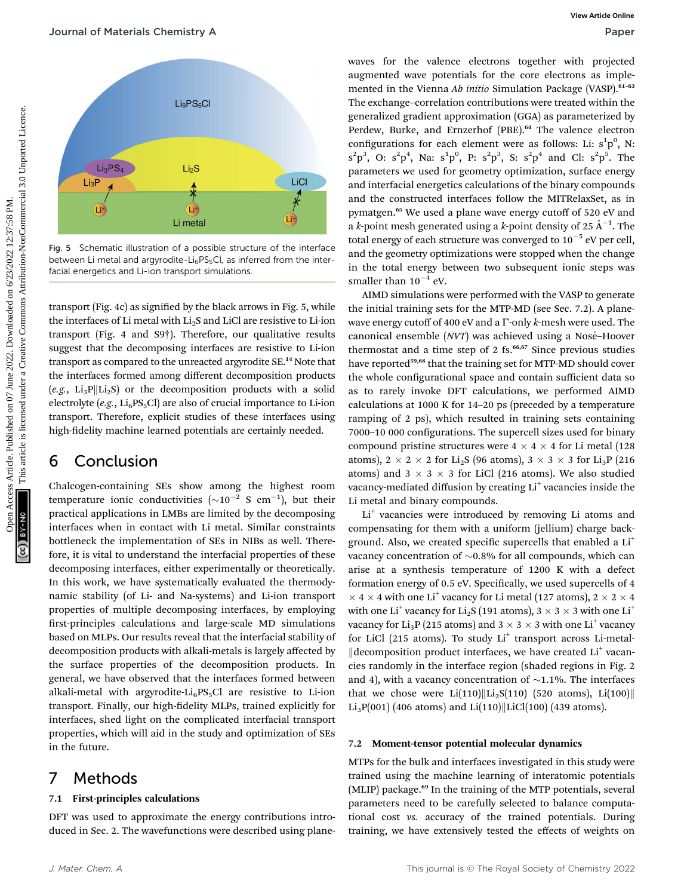Fig. 5 Schematic illustration of a possible structure of the interface between Li metal and argyrodite-$Li_6PS_5Cl$, as inferred from the interfacial energetics and Li-ion transport simulations.

transport (Fig. 4c) as signified by the black arrows in Fig. 5, while the interfaces of Li metal with $Li_2S$ and LiCl are resistive to Li-ion transport (Fig. 4 and S9†). Therefore, our qualitative results suggest that the decomposing interfaces are resistive to Li-ion transport as compared to the unreacted argyrodite SE.[14] Note that the interfaces formed among different decomposition products (*e.g.*, $Li_3P$||$Li_2S$) or the decomposition products with a solid electrolyte (*e.g.*, $Li_6PS_5Cl$) are also of crucial importance to Li-ion transport. Therefore, explicit studies of these interfaces using high-fidelity machine learned potentials are certainly needed.

## 6 Conclusion

Chalcogen-containing SEs show among the highest room temperature ionic conductivities (~$10^{-2}$ S $cm^{-1}$), but their practical applications in LMBs are limited by the decomposing interfaces when in contact with Li metal. Similar constraints bottleneck the implementation of SEs in NIBs as well. Therefore, it is vital to understand the interfacial properties of these decomposing interfaces, either experimentally or theoretically. In this work, we have systematically evaluated the thermodynamic stability (of Li- and Na-systems) and Li-ion transport properties of multiple decomposing interfaces, by employing first-principles calculations and large-scale MD simulations based on MLPs. Our results reveal that the interfacial stability of decomposition products with alkali-metals is largely affected by the surface properties of the decomposition products. In general, we have observed that the interfaces formed between alkali-metal with argyrodite-$Li_6PS_5Cl$ are resistive to Li-ion transport. Finally, our high-fidelity MLPs, trained explicitly for interfaces, shed light on the complicated interfacial transport properties, which will aid in the study and optimization of SEs in the future.

## 7 Methods

### 7.1 First-principles calculations

DFT was used to approximate the energy contributions introduced in Sec. 2. The wavefunctions were described using plane-waves for the valence electrons together with projected augmented wave potentials for the core electrons as implemented in the Vienna *Ab initio* Simulation Package (VASP).[61–63] The exchange–correlation contributions were treated within the generalized gradient approximation (GGA) as parameterized by Perdew, Burke, and Ernzerhof (PBE).[64] The valence electron configurations for each element were as follows: Li: $s^1p^0$, N: $s^2p^3$, O: $s^2p^4$, Na: $s^1p^0$, P: $s^2p^3$, S: $s^2p^4$ and Cl: $s^2p^5$. The parameters we used for geometry optimization, surface energy and interfacial energetics calculations of the binary compounds and the constructed interfaces follow the MITRelaxSet, as in pymatgen.[65] We used a plane wave energy cutoff of 520 eV and a *k*-point mesh generated using a *k*-point density of 25 $Å^{-1}$. The total energy of each structure was converged to $10^{-5}$ eV per cell, and the geometry optimizations were stopped when the change in the total energy between two subsequent ionic steps was smaller than $10^{-4}$ eV.

AIMD simulations were performed with the VASP to generate the initial training sets for the MTP-MD (see Sec. 7.2). A plane-wave energy cutoff of 400 eV and a Γ-only *k*-mesh were used. The canonical ensemble (*NVT*) was achieved using a Nosé–Hoover thermostat and a time step of 2 fs.[66,67] Since previous studies have reported[59,68] that the training set for MTP-MD should cover the whole configurational space and contain sufficient data so as to rarely invoke DFT calculations, we performed AIMD calculations at 1000 K for 14–20 ps (preceded by a temperature ramping of 2 ps), which resulted in training sets containing 7000–10 000 configurations. The supercell sizes used for binary compound pristine structures were 4 × 4 × 4 for Li metal (128 atoms), 2 × 2 × 2 for $Li_2S$ (96 atoms), 3 × 3 × 3 for $Li_3P$ (216 atoms) and 3 × 3 × 3 for LiCl (216 atoms). We also studied vacancy-mediated diffusion by creating $Li^+$ vacancies inside the Li metal and binary compounds.

$Li^+$ vacancies were introduced by removing Li atoms and compensating for them with a uniform (jellium) charge background. Also, we created specific supercells that enabled a $Li^+$ vacancy concentration of ~0.8% for all compounds, which can arise at a synthesis temperature of 1200 K with a defect formation energy of 0.5 eV. Specifically, we used supercells of 4 × 4 × 4 with one $Li^+$ vacancy for Li metal (127 atoms), 2 × 2 × 4 with one $Li^+$ vacancy for $Li_2S$ (191 atoms), 3 × 3 × 3 with one $Li^+$ vacancy for $Li_3P$ (215 atoms) and 3 × 3 × 3 with one $Li^+$ vacancy for LiCl (215 atoms). To study $Li^+$ transport across Li-metal-||decomposition product interfaces, we have created $Li^+$ vacancies randomly in the interface region (shaded regions in Fig. 2 and 4), with a vacancy concentration of ~1.1%. The interfaces that we chose were Li(110)||$Li_2S$(110) (520 atoms), Li(100)||$Li_3P$(001) (406 atoms) and Li(110)||LiCl(100) (439 atoms).

### 7.2 Moment-tensor potential molecular dynamics

MTPs for the bulk and interfaces investigated in this study were trained using the machine learning of interatomic potentials (MLIP) package.[69] In the training of the MTP potentials, several parameters need to be carefully selected to balance computational cost *vs.* accuracy of the trained potentials. During training, we have extensively tested the effects of weights on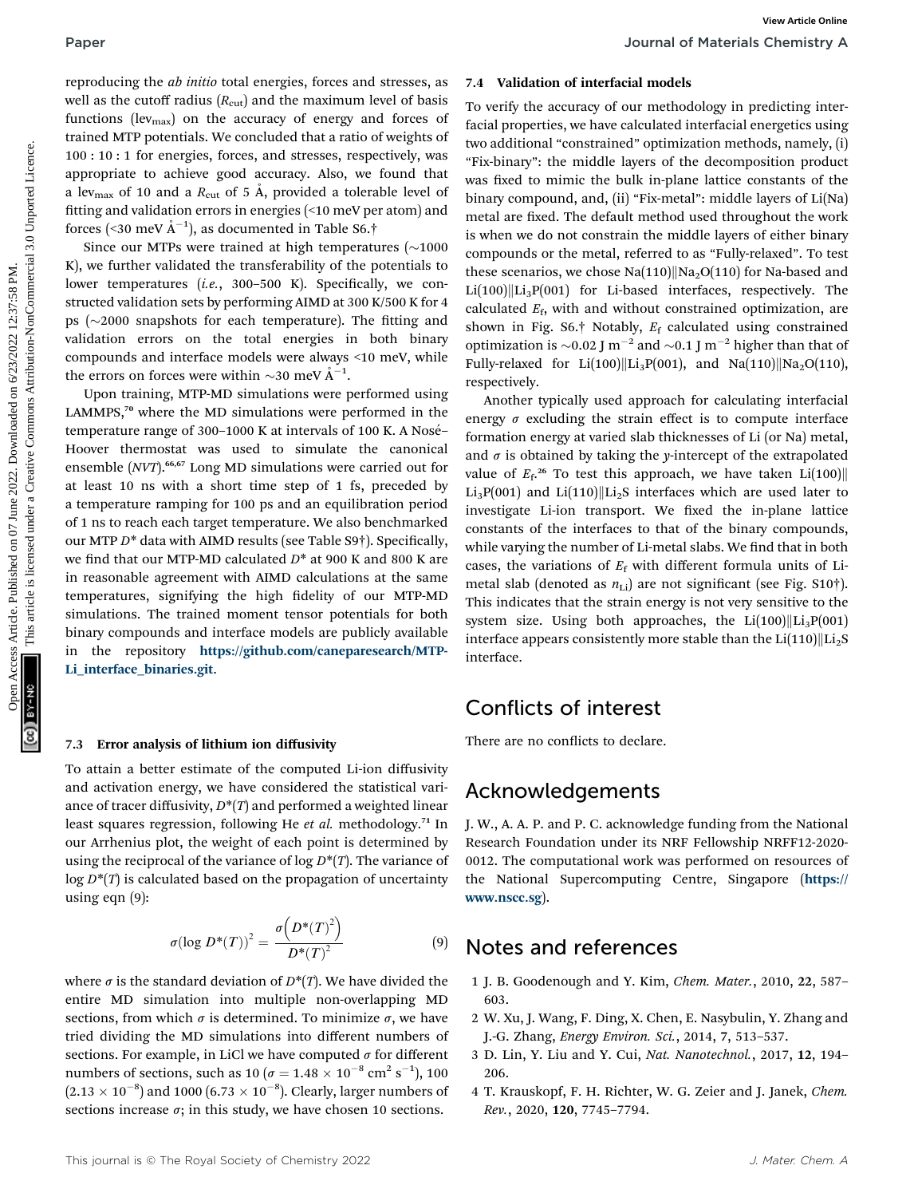reproducing the *ab initio* total energies, forces and stresses, as well as the cutoff radius ($R_{cut}$) and the maximum level of basis functions ($lev_{max}$) on the accuracy of energy and forces of trained MTP potentials. We concluded that a ratio of weights of 100 : 10 : 1 for energies, forces, and stresses, respectively, was appropriate to achieve good accuracy. Also, we found that a $lev_{max}$ of 10 and a $R_{cut}$ of 5 Å, provided a tolerable level of fitting and validation errors in energies (<10 meV per atom) and forces (<30 meV Å$^{-1}$), as documented in Table S6.†

Since our MTPs were trained at high temperatures (~1000 K), we further validated the transferability of the potentials to lower temperatures (*i.e.*, 300–500 K). Specifically, we constructed validation sets by performing AIMD at 300 K/500 K for 4 ps (~2000 snapshots for each temperature). The fitting and validation errors on the total energies in both binary compounds and interface models were always <10 meV, while the errors on forces were within ~30 meV Å$^{-1}$.

Upon training, MTP-MD simulations were performed using LAMMPS,[70] where the MD simulations were performed in the temperature range of 300–1000 K at intervals of 100 K. A Nosé–Hoover thermostat was used to simulate the canonical ensemble (*NVT*).[66,67] Long MD simulations were carried out for at least 10 ns with a short time step of 1 fs, preceded by a temperature ramping for 100 ps and an equilibration period of 1 ns to reach each target temperature. We also benchmarked our MTP $D^*$ data with AIMD results (see Table S9†). Specifically, we find that our MTP-MD calculated $D^*$ at 900 K and 800 K are in reasonable agreement with AIMD calculations at the same temperatures, signifying the high fidelity of our MTP-MD simulations. The trained moment tensor potentials for both binary compounds and interface models are publicly available in the repository **https://github.com/caneparesearch/MTP-Li_interface_binaries.git**.

### 7.3 Error analysis of lithium ion diffusivity

To attain a better estimate of the computed Li-ion diffusivity and activation energy, we have considered the statistical variance of tracer diffusivity, $D^*(T)$ and performed a weighted linear least squares regression, following He *et al.* methodology.[71] In our Arrhenius plot, the weight of each point is determined by using the reciprocal of the variance of $\log D^*(T)$. The variance of $\log D^*(T)$ is calculated based on the propagation of uncertainty using eqn (9):

$$\sigma(\log D^*(T))^2 = \frac{\sigma\left(D^*(T)^2\right)}{D^*(T)^2} \tag{9}$$

where $\sigma$ is the standard deviation of $D^*(T)$. We have divided the entire MD simulation into multiple non-overlapping MD sections, from which $\sigma$ is determined. To minimize $\sigma$, we have tried dividing the MD simulations into different numbers of sections. For example, in LiCl we have computed $\sigma$ for different numbers of sections, such as 10 ($\sigma = 1.48 \times 10^{-8}$ cm$^2$ s$^{-1}$), 100 ($2.13 \times 10^{-8}$) and 1000 ($6.73 \times 10^{-8}$). Clearly, larger numbers of sections increase $\sigma$; in this study, we have chosen 10 sections.

### 7.4 Validation of interfacial models

To verify the accuracy of our methodology in predicting interfacial properties, we have calculated interfacial energetics using two additional "constrained" optimization methods, namely, (i) "Fix-binary": the middle layers of the decomposition product was fixed to mimic the bulk in-plane lattice constants of the binary compound, and, (ii) "Fix-metal": middle layers of Li(Na) metal are fixed. The default method used throughout the work is when we do not constrain the middle layers of either binary compounds or the metal, referred to as "Fully-relaxed". To test these scenarios, we chose $Na(110)\|Na_2O(110)$ for Na-based and $Li(100)\|Li_3P(001)$ for Li-based interfaces, respectively. The calculated $E_f$, with and without constrained optimization, are shown in Fig. S6.† Notably, $E_f$ calculated using constrained optimization is ~0.02 J m$^{-2}$ and ~0.1 J m$^{-2}$ higher than that of Fully-relaxed for $Li(100)\|Li_3P(001)$, and $Na(110)\|Na_2O(110)$, respectively.

Another typically used approach for calculating interfacial energy $\sigma$ excluding the strain effect is to compute interface formation energy at varied slab thicknesses of Li (or Na) metal, and $\sigma$ is obtained by taking the *y*-intercept of the extrapolated value of $E_f$.[26] To test this approach, we have taken $Li(100)\|Li_3P(001)$ and $Li(110)\|Li_2S$ interfaces which are used later to investigate Li-ion transport. We fixed the in-plane lattice constants of the interfaces to that of the binary compounds, while varying the number of Li-metal slabs. We find that in both cases, the variations of $E_f$ with different formula units of Li-metal slab (denoted as $n_{Li}$) are not significant (see Fig. S10†). This indicates that the strain energy is not very sensitive to the system size. Using both approaches, the $Li(100)\|Li_3P(001)$ interface appears consistently more stable than the $Li(110)\|Li_2S$ interface.

## Conflicts of interest

There are no conflicts to declare.

## Acknowledgements

J. W., A. A. P. and P. C. acknowledge funding from the National Research Foundation under its NRF Fellowship NRFF12-2020-0012. The computational work was performed on resources of the National Supercomputing Centre, Singapore (**https://www.nscc.sg**).

## Notes and references

1 J. B. Goodenough and Y. Kim, *Chem. Mater.*, 2010, **22**, 587–603.

2 W. Xu, J. Wang, F. Ding, X. Chen, E. Nasybulin, Y. Zhang and J.-G. Zhang, *Energy Environ. Sci.*, 2014, **7**, 513–537.

3 D. Lin, Y. Liu and Y. Cui, *Nat. Nanotechnol.*, 2017, **12**, 194–206.

4 T. Krauskopf, F. H. Richter, W. G. Zeier and J. Janek, *Chem. Rev.*, 2020, **120**, 7745–7794.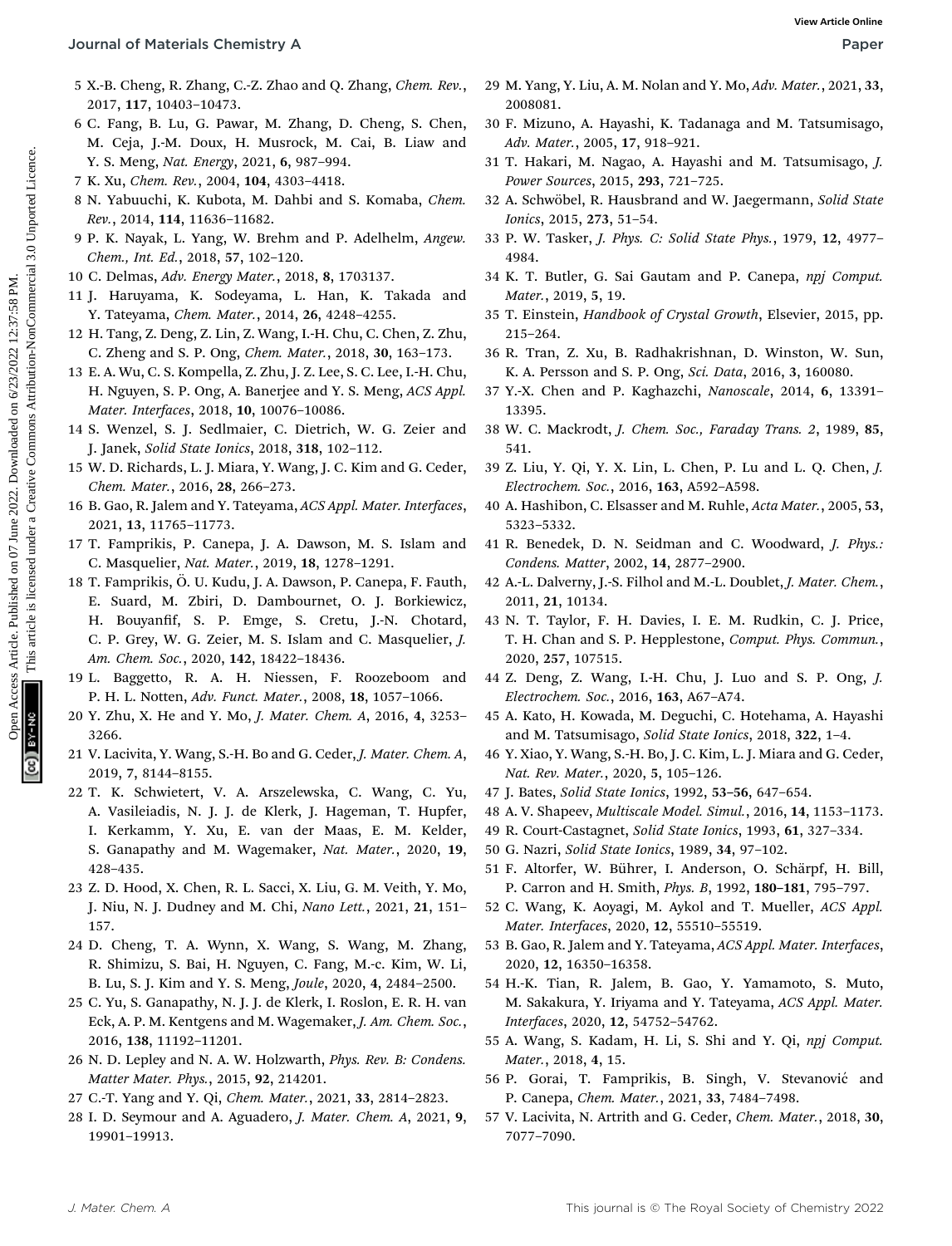5 X.-B. Cheng, R. Zhang, C.-Z. Zhao and Q. Zhang, *Chem. Rev.*, 2017, **117**, 10403–10473.

6 C. Fang, B. Lu, G. Pawar, M. Zhang, D. Cheng, S. Chen, M. Ceja, J.-M. Doux, H. Musrock, M. Cai, B. Liaw and Y. S. Meng, *Nat. Energy*, 2021, **6**, 987–994.

7 K. Xu, *Chem. Rev.*, 2004, **104**, 4303–4418.

8 N. Yabuuchi, K. Kubota, M. Dahbi and S. Komaba, *Chem. Rev.*, 2014, **114**, 11636–11682.

9 P. K. Nayak, L. Yang, W. Brehm and P. Adelhelm, *Angew. Chem., Int. Ed.*, 2018, **57**, 102–120.

10 C. Delmas, *Adv. Energy Mater.*, 2018, **8**, 1703137.

11 J. Haruyama, K. Sodeyama, L. Han, K. Takada and Y. Tateyama, *Chem. Mater.*, 2014, **26**, 4248–4255.

12 H. Tang, Z. Deng, Z. Lin, Z. Wang, I.-H. Chu, C. Chen, Z. Zhu, C. Zheng and S. P. Ong, *Chem. Mater.*, 2018, **30**, 163–173.

13 E. A. Wu, C. S. Kompella, Z. Zhu, J. Z. Lee, S. C. Lee, I.-H. Chu, H. Nguyen, S. P. Ong, A. Banerjee and Y. S. Meng, *ACS Appl. Mater. Interfaces*, 2018, **10**, 10076–10086.

14 S. Wenzel, S. J. Sedlmaier, C. Dietrich, W. G. Zeier and J. Janek, *Solid State Ionics*, 2018, **318**, 102–112.

15 W. D. Richards, L. J. Miara, Y. Wang, J. C. Kim and G. Ceder, *Chem. Mater.*, 2016, **28**, 266–273.

16 B. Gao, R. Jalem and Y. Tateyama, *ACS Appl. Mater. Interfaces*, 2021, **13**, 11765–11773.

17 T. Famprikis, P. Canepa, J. A. Dawson, M. S. Islam and C. Masquelier, *Nat. Mater.*, 2019, **18**, 1278–1291.

18 T. Famprikis, Ö. U. Kudu, J. A. Dawson, P. Canepa, F. Fauth, E. Suard, M. Zbiri, D. Dambournet, O. J. Borkiewicz, H. Bouyanfif, S. P. Emge, S. Cretu, J.-N. Chotard, C. P. Grey, W. G. Zeier, M. S. Islam and C. Masquelier, *J. Am. Chem. Soc.*, 2020, **142**, 18422–18436.

19 L. Baggetto, R. A. H. Niessen, F. Roozeboom and P. H. L. Notten, *Adv. Funct. Mater.*, 2008, **18**, 1057–1066.

20 Y. Zhu, X. He and Y. Mo, *J. Mater. Chem. A*, 2016, **4**, 3253–3266.

21 V. Lacivita, Y. Wang, S.-H. Bo and G. Ceder, *J. Mater. Chem. A*, 2019, **7**, 8144–8155.

22 T. K. Schwietert, V. A. Arszelewska, C. Wang, C. Yu, A. Vasileiadis, N. J. J. de Klerk, J. Hageman, T. Hupfer, I. Kerkamm, Y. Xu, E. van der Maas, E. M. Kelder, S. Ganapathy and M. Wagemaker, *Nat. Mater.*, 2020, **19**, 428–435.

23 Z. D. Hood, X. Chen, R. L. Sacci, X. Liu, G. M. Veith, Y. Mo, J. Niu, N. J. Dudney and M. Chi, *Nano Lett.*, 2021, **21**, 151–157.

24 D. Cheng, T. A. Wynn, X. Wang, S. Wang, M. Zhang, R. Shimizu, S. Bai, H. Nguyen, C. Fang, M.-c. Kim, W. Li, B. Lu, S. J. Kim and Y. S. Meng, *Joule*, 2020, **4**, 2484–2500.

25 C. Yu, S. Ganapathy, N. J. J. de Klerk, I. Roslon, E. R. H. van Eck, A. P. M. Kentgens and M. Wagemaker, *J. Am. Chem. Soc.*, 2016, **138**, 11192–11201.

26 N. D. Lepley and N. A. W. Holzwarth, *Phys. Rev. B: Condens. Matter Mater. Phys.*, 2015, **92**, 214201.

27 C.-T. Yang and Y. Qi, *Chem. Mater.*, 2021, **33**, 2814–2823.

28 I. D. Seymour and A. Aguadero, *J. Mater. Chem. A*, 2021, **9**, 19901–19913.

29 M. Yang, Y. Liu, A. M. Nolan and Y. Mo, *Adv. Mater.*, 2021, **33**, 2008081.

30 F. Mizuno, A. Hayashi, K. Tadanaga and M. Tatsumisago, *Adv. Mater.*, 2005, **17**, 918–921.

31 T. Hakari, M. Nagao, A. Hayashi and M. Tatsumisago, *J. Power Sources*, 2015, **293**, 721–725.

32 A. Schwöbel, R. Hausbrand and W. Jaegermann, *Solid State Ionics*, 2015, **273**, 51–54.

33 P. W. Tasker, *J. Phys. C: Solid State Phys.*, 1979, **12**, 4977–4984.

34 K. T. Butler, G. Sai Gautam and P. Canepa, *npj Comput. Mater.*, 2019, **5**, 19.

35 T. Einstein, *Handbook of Crystal Growth*, Elsevier, 2015, pp. 215–264.

36 R. Tran, Z. Xu, B. Radhakrishnan, D. Winston, W. Sun, K. A. Persson and S. P. Ong, *Sci. Data*, 2016, **3**, 160080.

37 Y.-X. Chen and P. Kaghazchi, *Nanoscale*, 2014, **6**, 13391–13395.

38 W. C. Mackrodt, *J. Chem. Soc., Faraday Trans. 2*, 1989, **85**, 541.

39 Z. Liu, Y. Qi, Y. X. Lin, L. Chen, P. Lu and L. Q. Chen, *J. Electrochem. Soc.*, 2016, **163**, A592–A598.

40 A. Hashibon, C. Elsasser and M. Ruhle, *Acta Mater.*, 2005, **53**, 5323–5332.

41 R. Benedek, D. N. Seidman and C. Woodward, *J. Phys.: Condens. Matter*, 2002, **14**, 2877–2900.

42 A.-L. Dalverny, J.-S. Filhol and M.-L. Doublet, *J. Mater. Chem.*, 2011, **21**, 10134.

43 N. T. Taylor, F. H. Davies, I. E. M. Rudkin, C. J. Price, T. H. Chan and S. P. Hepplestone, *Comput. Phys. Commun.*, 2020, **257**, 107515.

44 Z. Deng, Z. Wang, I.-H. Chu, J. Luo and S. P. Ong, *J. Electrochem. Soc.*, 2016, **163**, A67–A74.

45 A. Kato, H. Kowada, M. Deguchi, C. Hotehama, A. Hayashi and M. Tatsumisago, *Solid State Ionics*, 2018, **322**, 1–4.

46 Y. Xiao, Y. Wang, S.-H. Bo, J. C. Kim, L. J. Miara and G. Ceder, *Nat. Rev. Mater.*, 2020, **5**, 105–126.

47 J. Bates, *Solid State Ionics*, 1992, **53–56**, 647–654.

48 A. V. Shapeev, *Multiscale Model. Simul.*, 2016, **14**, 1153–1173.

49 R. Court-Castagnet, *Solid State Ionics*, 1993, **61**, 327–334.

50 G. Nazri, *Solid State Ionics*, 1989, **34**, 97–102.

51 F. Altorfer, W. Bührer, I. Anderson, O. Schärpf, H. Bill, P. Carron and H. Smith, *Phys. B*, 1992, **180–181**, 795–797.

52 C. Wang, K. Aoyagi, M. Aykol and T. Mueller, *ACS Appl. Mater. Interfaces*, 2020, **12**, 55510–55519.

53 B. Gao, R. Jalem and Y. Tateyama, *ACS Appl. Mater. Interfaces*, 2020, **12**, 16350–16358.

54 H.-K. Tian, R. Jalem, B. Gao, Y. Yamamoto, S. Muto, M. Sakakura, Y. Iriyama and Y. Tateyama, *ACS Appl. Mater. Interfaces*, 2020, **12**, 54752–54762.

55 A. Wang, S. Kadam, H. Li, S. Shi and Y. Qi, *npj Comput. Mater.*, 2018, **4**, 15.

56 P. Gorai, T. Famprikis, B. Singh, V. Stevanović and P. Canepa, *Chem. Mater.*, 2021, **33**, 7484–7498.

57 V. Lacivita, N. Artrith and G. Ceder, *Chem. Mater.*, 2018, **30**, 7077–7090.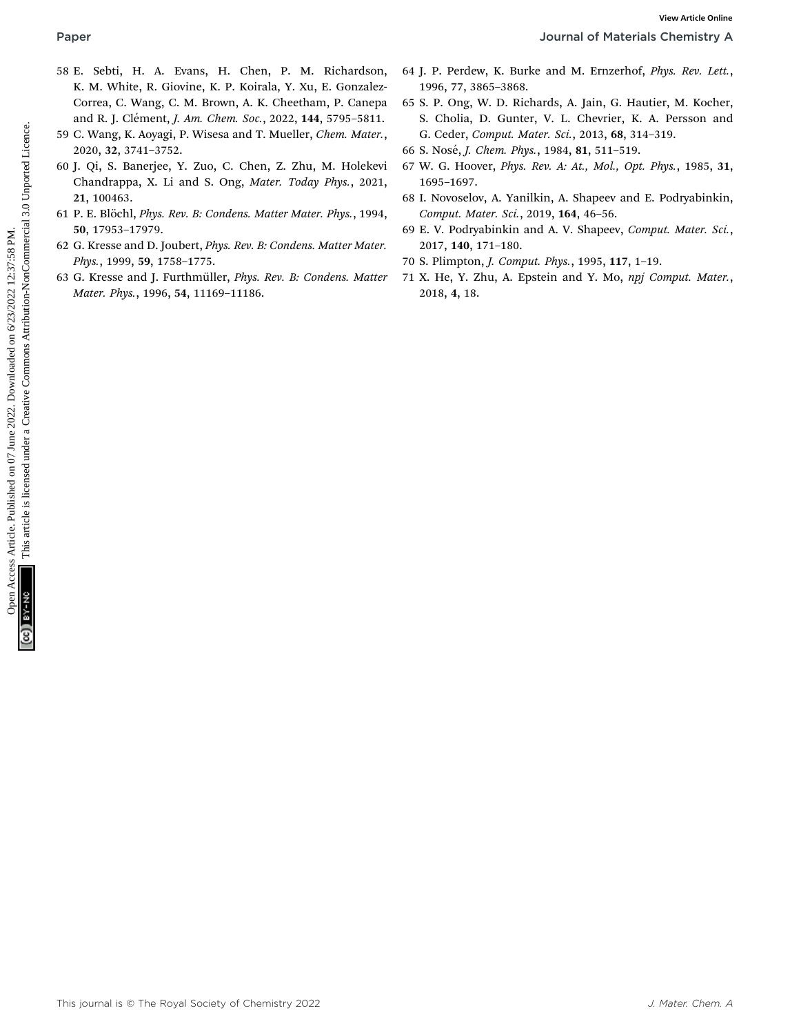58 E. Sebti, H. A. Evans, H. Chen, P. M. Richardson, K. M. White, R. Giovine, K. P. Koirala, Y. Xu, E. Gonzalez-Correa, C. Wang, C. M. Brown, A. K. Cheetham, P. Canepa and R. J. Clément, *J. Am. Chem. Soc.*, 2022, **144**, 5795–5811.

59 C. Wang, K. Aoyagi, P. Wisesa and T. Mueller, *Chem. Mater.*, 2020, **32**, 3741–3752.

60 J. Qi, S. Banerjee, Y. Zuo, C. Chen, Z. Zhu, M. Holekevi Chandrappa, X. Li and S. Ong, *Mater. Today Phys.*, 2021, **21**, 100463.

61 P. E. Blöchl, *Phys. Rev. B: Condens. Matter Mater. Phys.*, 1994, **50**, 17953–17979.

62 G. Kresse and D. Joubert, *Phys. Rev. B: Condens. Matter Mater. Phys.*, 1999, **59**, 1758–1775.

63 G. Kresse and J. Furthmüller, *Phys. Rev. B: Condens. Matter Mater. Phys.*, 1996, **54**, 11169–11186.

64 J. P. Perdew, K. Burke and M. Ernzerhof, *Phys. Rev. Lett.*, 1996, **77**, 3865–3868.

65 S. P. Ong, W. D. Richards, A. Jain, G. Hautier, M. Kocher, S. Cholia, D. Gunter, V. L. Chevrier, K. A. Persson and G. Ceder, *Comput. Mater. Sci.*, 2013, **68**, 314–319.

66 S. Nosé, *J. Chem. Phys.*, 1984, **81**, 511–519.

67 W. G. Hoover, *Phys. Rev. A: At., Mol., Opt. Phys.*, 1985, **31**, 1695–1697.

68 I. Novoselov, A. Yanilkin, A. Shapeev and E. Podryabinkin, *Comput. Mater. Sci.*, 2019, **164**, 46–56.

69 E. V. Podryabinkin and A. V. Shapeev, *Comput. Mater. Sci.*, 2017, **140**, 171–180.

70 S. Plimpton, *J. Comput. Phys.*, 1995, **117**, 1–19.

71 X. He, Y. Zhu, A. Epstein and Y. Mo, *npj Comput. Mater.*, 2018, **4**, 18.